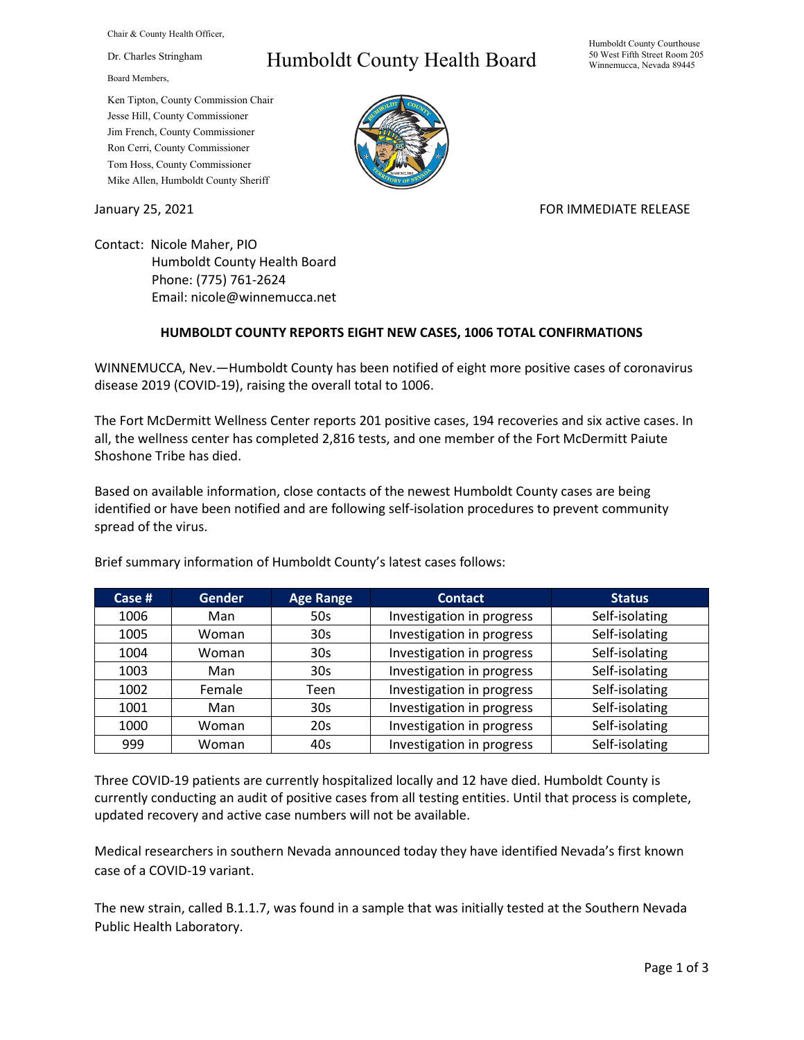Chair & County Health Officer,

Dr. Charles Stringham

Board Members,

Ken Tipton, County Commission Chair
Jesse Hill, County Commissioner
Jim French, County Commissioner
Ron Cerri, County Commissioner
Tom Hoss, County Commissioner
Mike Allen, Humboldt County Sheriff

# Humboldt County Health Board

Humboldt County Courthouse
50 West Fifth Street Room 205
Winnemucca, Nevada 89445

January 25, 2021

FOR IMMEDIATE RELEASE

Contact: Nicole Maher, PIO
Humboldt County Health Board
Phone: (775) 761-2624
Email: nicole@winnemucca.net

## HUMBOLDT COUNTY REPORTS EIGHT NEW CASES, 1006 TOTAL CONFIRMATIONS

WINNEMUCCA, Nev.—Humboldt County has been notified of eight more positive cases of coronavirus disease 2019 (COVID-19), raising the overall total to 1006.

The Fort McDermitt Wellness Center reports 201 positive cases, 194 recoveries and six active cases. In all, the wellness center has completed 2,816 tests, and one member of the Fort McDermitt Paiute Shoshone Tribe has died.

Based on available information, close contacts of the newest Humboldt County cases are being identified or have been notified and are following self-isolation procedures to prevent community spread of the virus.

Brief summary information of Humboldt County's latest cases follows:

| Case # | Gender | Age Range | Contact | Status |
|---|---|---|---|---|
| 1006 | Man | 50s | Investigation in progress | Self-isolating |
| 1005 | Woman | 30s | Investigation in progress | Self-isolating |
| 1004 | Woman | 30s | Investigation in progress | Self-isolating |
| 1003 | Man | 30s | Investigation in progress | Self-isolating |
| 1002 | Female | Teen | Investigation in progress | Self-isolating |
| 1001 | Man | 30s | Investigation in progress | Self-isolating |
| 1000 | Woman | 20s | Investigation in progress | Self-isolating |
| 999 | Woman | 40s | Investigation in progress | Self-isolating |

Three COVID-19 patients are currently hospitalized locally and 12 have died. Humboldt County is currently conducting an audit of positive cases from all testing entities. Until that process is complete, updated recovery and active case numbers will not be available.

Medical researchers in southern Nevada announced today they have identified Nevada's first known case of a COVID-19 variant.

The new strain, called B.1.1.7, was found in a sample that was initially tested at the Southern Nevada Public Health Laboratory.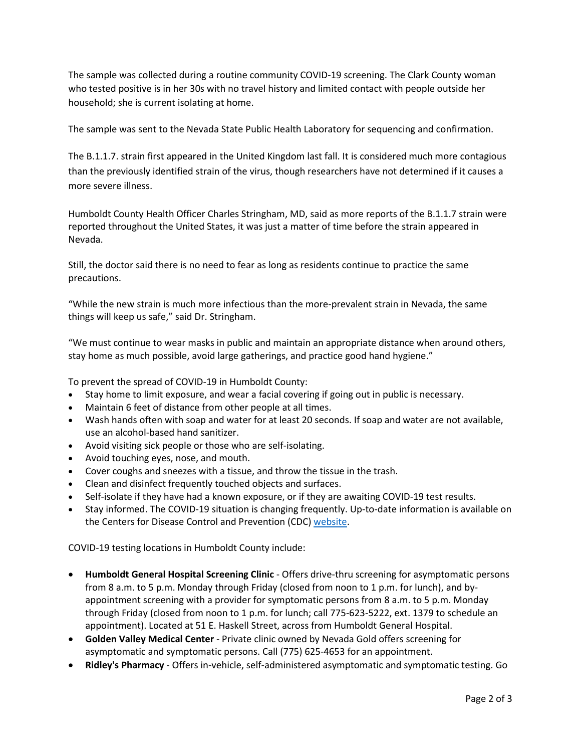The sample was collected during a routine community COVID-19 screening. The Clark County woman who tested positive is in her 30s with no travel history and limited contact with people outside her household; she is current isolating at home.

The sample was sent to the Nevada State Public Health Laboratory for sequencing and confirmation.

The B.1.1.7. strain first appeared in the United Kingdom last fall. It is considered much more contagious than the previously identified strain of the virus, though researchers have not determined if it causes a more severe illness.

Humboldt County Health Officer Charles Stringham, MD, said as more reports of the B.1.1.7 strain were reported throughout the United States, it was just a matter of time before the strain appeared in Nevada.

Still, the doctor said there is no need to fear as long as residents continue to practice the same precautions.

"While the new strain is much more infectious than the more-prevalent strain in Nevada, the same things will keep us safe," said Dr. Stringham.

"We must continue to wear masks in public and maintain an appropriate distance when around others, stay home as much possible, avoid large gatherings, and practice good hand hygiene."

To prevent the spread of COVID-19 in Humboldt County:

- Stay home to limit exposure, and wear a facial covering if going out in public is necessary.
- Maintain 6 feet of distance from other people at all times.
- Wash hands often with soap and water for at least 20 seconds. If soap and water are not available, use an alcohol-based hand sanitizer.
- Avoid visiting sick people or those who are self-isolating.
- Avoid touching eyes, nose, and mouth.
- Cover coughs and sneezes with a tissue, and throw the tissue in the trash.
- Clean and disinfect frequently touched objects and surfaces.
- Self-isolate if they have had a known exposure, or if they are awaiting COVID-19 test results.
- Stay informed. The COVID-19 situation is changing frequently. Up-to-date information is available on the Centers for Disease Control and Prevention (CDC) website.

COVID-19 testing locations in Humboldt County include:

- **Humboldt General Hospital Screening Clinic** - Offers drive-thru screening for asymptomatic persons from 8 a.m. to 5 p.m. Monday through Friday (closed from noon to 1 p.m. for lunch), and by-appointment screening with a provider for symptomatic persons from 8 a.m. to 5 p.m. Monday through Friday (closed from noon to 1 p.m. for lunch; call 775-623-5222, ext. 1379 to schedule an appointment). Located at 51 E. Haskell Street, across from Humboldt General Hospital.
- **Golden Valley Medical Center** - Private clinic owned by Nevada Gold offers screening for asymptomatic and symptomatic persons. Call (775) 625-4653 for an appointment.
- **Ridley's Pharmacy** - Offers in-vehicle, self-administered asymptomatic and symptomatic testing. Go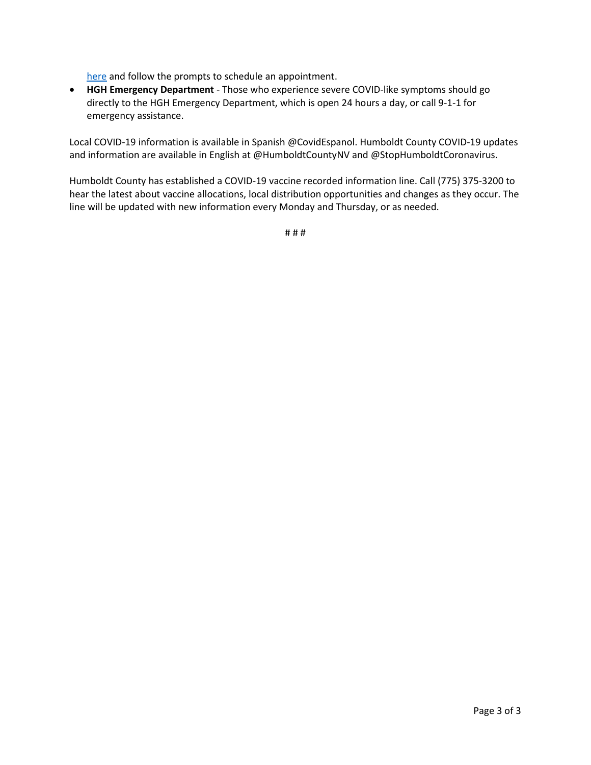here and follow the prompts to schedule an appointment.

- **HGH Emergency Department** - Those who experience severe COVID-like symptoms should go directly to the HGH Emergency Department, which is open 24 hours a day, or call 9-1-1 for emergency assistance.

Local COVID-19 information is available in Spanish @CovidEspanol. Humboldt County COVID-19 updates and information are available in English at @HumboldtCountyNV and @StopHumboldtCoronavirus.

Humboldt County has established a COVID-19 vaccine recorded information line. Call (775) 375-3200 to hear the latest about vaccine allocations, local distribution opportunities and changes as they occur. The line will be updated with new information every Monday and Thursday, or as needed.

# # #